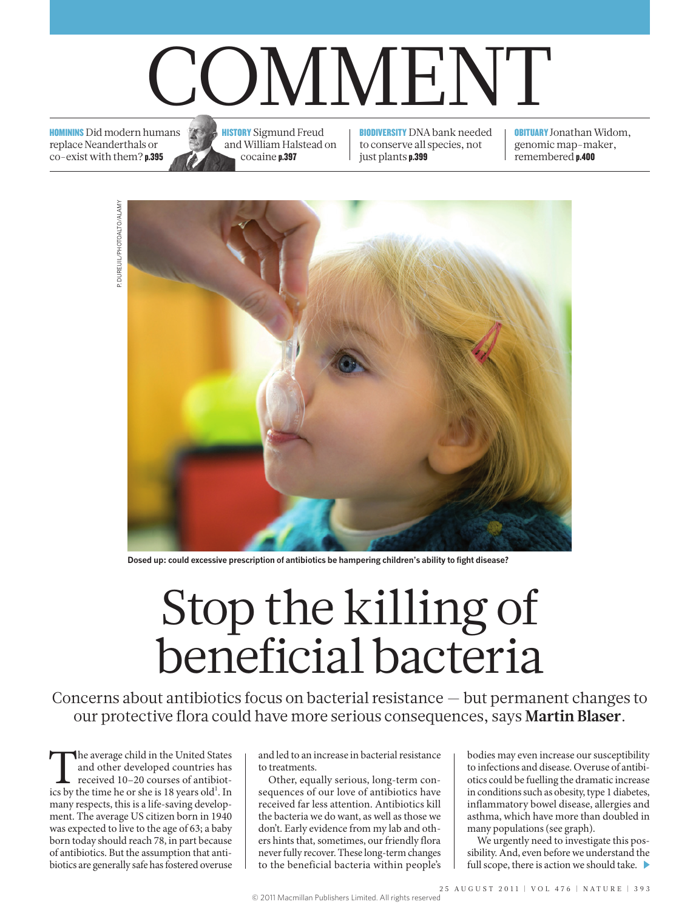# COMMENT

**HOMININS** Did modern humans replace Neanderthals or co-exist with them? **p.395**

**HISTORY** Sigmund Freud and William Halstead on cocaine **p.397**

**BIODIVERSITY** DNA bank needed to conserve all species, not just plants **p.399**

**OBITUARY** Jonathan Widom, genomic map-maker, remembered **p.400**

P. DUREUIL/PHOTOALTO/ALAMY

**Dosed up: could excessive prescription of antibiotics be hampering children's ability to fight disease?**

# Stop the killing of beneficial bacteria

Concerns about antibiotics focus on bacterial resistance — but permanent changes to our protective flora could have more serious consequences, says **Martin Blaser**.

The average child in the United States and other developed countries has received 10–20 courses of antibiotics by the time he or she is 18 years old[1]. In many respects, this is a life-saving development. The average US citizen born in 1940 was expected to live to the age of 63; a baby born today should reach 78, in part because of antibiotics. But the assumption that antibiotics are generally safe has fostered overuse and led to an increase in bacterial resistance to treatments.

Other, equally serious, long-term consequences of our love of antibiotics have received far less attention. Antibiotics kill the bacteria we do want, as well as those we don't. Early evidence from my lab and others hints that, sometimes, our friendly flora never fully recover. These long-term changes to the beneficial bacteria within people's bodies may even increase our susceptibility to infections and disease. Overuse of antibiotics could be fuelling the dramatic increase in conditions such as obesity, type 1 diabetes, inflammatory bowel disease, allergies and asthma, which have more than doubled in many populations (see graph).

We urgently need to investigate this possibility. And, even before we understand the full scope, there is action we should take. ▶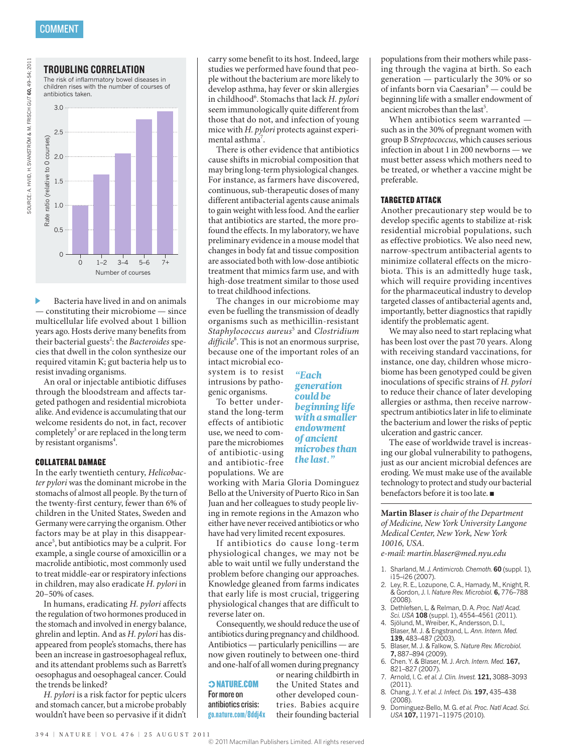COMMENT

**TROUBLING CORRELATION**

The risk of inflammatory bowel diseases in children rises with the number of courses of antibiotics taken.

Rate ratio (relative to 0 courses)

3.0
2.5
2.0
1.5
1.0
0.5
0

0
1–2
3–4
5–6
7+

Number of courses

SOURCE: A. HVIID, H. SVANSTRÖM & M. FRISCH GUT **60**, 49–54; 2011

Bacteria have lived in and on animals — constituting their microbiome — since multicellular life evolved about 1 billion years ago. Hosts derive many benefits from their bacterial guests[2]: the *Bacteroides* species that dwell in the colon synthesize our required vitamin K; gut bacteria help us to resist invading organisms.

An oral or injectable antibiotic diffuses through the bloodstream and affects targeted pathogen and residential microbiota alike. And evidence is accumulating that our welcome residents do not, in fact, recover completely[3] or are replaced in the long term by resistant organisms[4].

## COLLATERAL DAMAGE

In the early twentieth century, *Helicobacter pylori* was the dominant microbe in the stomachs of almost all people. By the turn of the twenty-first century, fewer than 6% of children in the United States, Sweden and Germany were carrying the organism. Other factors may be at play in this disappearance[5], but antibiotics may be a culprit. For example, a single course of amoxicillin or a macrolide antibiotic, most commonly used to treat middle-ear or respiratory infections in children, may also eradicate *H. pylori* in 20–50% of cases.

In humans, eradicating *H. pylori* affects the regulation of two hormones produced in the stomach and involved in energy balance, ghrelin and leptin. And as *H. pylori* has disappeared from people's stomachs, there has been an increase in gastroesophageal reflux, and its attendant problems such as Barrett's oesophagus and oesophageal cancer. Could the trends be linked?

*H. pylori* is a risk factor for peptic ulcers and stomach cancer, but a microbe probably wouldn't have been so pervasive if it didn't carry some benefit to its host. Indeed, large studies we performed have found that people without the bacterium are more likely to develop asthma, hay fever or skin allergies in childhood[6]. Stomachs that lack *H. pylori* seem immunologically quite different from those that do not, and infection of young mice with *H. pylori* protects against experimental asthma[7].

There is other evidence that antibiotics cause shifts in microbial composition that may bring long-term physiological changes. For instance, as farmers have discovered, continuous, sub-therapeutic doses of many different antibacterial agents cause animals to gain weight with less food. And the earlier that antibiotics are started, the more profound the effects. In my laboratory, we have preliminary evidence in a mouse model that changes in body fat and tissue composition are associated both with low-dose antibiotic treatment that mimics farm use, and with high-dose treatment similar to those used to treat childhood infections.

The changes in our microbiome may even be fuelling the transmission of deadly organisms such as methicillin-resistant *Staphylococcus aureus*[5] and *Clostridium difficile*[8]. This is not an enormous surprise, because one of the important roles of an intact microbial ecosystem is to resist intrusions by pathogenic organisms.

> *"Each generation could be beginning life with a smaller endowment of ancient microbes than the last."*

To better understand the long-term effects of antibiotic use, we need to compare the microbiomes of antibiotic-using and antibiotic-free populations. We are working with Maria Gloria Dominguez Bello at the University of Puerto Rico in San Juan and her colleagues to study people living in remote regions in the Amazon who either have never received antibiotics or who have had very limited recent exposures.

If antibiotics do cause long-term physiological changes, we may not be able to wait until we fully understand the problem before changing our approaches. Knowledge gleaned from farms indicates that early life is most crucial, triggering physiological changes that are difficult to reverse later on.

Consequently, we should reduce the use of antibiotics during pregnancy and childhood. Antibiotics — particularly penicillins — are now given routinely to between one-third and one-half of all women during pregnancy or nearing childbirth in the United States and other developed countries. Babies acquire their founding bacterial populations from their mothers while passing through the vagina at birth. So each generation — particularly the 30% or so of infants born via Caesarian[9] — could be beginning life with a smaller endowment of ancient microbes than the last[5].

**NATURE.COM**
For more on antibiotics crisis:
go.nature.com/8ddj4x

When antibiotics seem warranted — such as in the 30% of pregnant women with group B *Streptococcus*, which causes serious infection in about 1 in 200 newborns — we must better assess which mothers need to be treated, or whether a vaccine might be preferable.

## TARGETED ATTACK

Another precautionary step would be to develop specific agents to stabilize at-risk residential microbial populations, such as effective probiotics. We also need new, narrow-spectrum antibacterial agents to minimize collateral effects on the microbiota. This is an admittedly huge task, which will require providing incentives for the pharmaceutical industry to develop targeted classes of antibacterial agents and, importantly, better diagnostics that rapidly identify the problematic agent.

We may also need to start replacing what has been lost over the past 70 years. Along with receiving standard vaccinations, for instance, one day, children whose microbiome has been genotyped could be given inoculations of specific strains of *H. pylori* to reduce their chance of later developing allergies or asthma, then receive narrow-spectrum antibiotics later in life to eliminate the bacterium and lower the risks of peptic ulceration and gastric cancer.

The ease of worldwide travel is increasing our global vulnerability to pathogens, just as our ancient microbial defences are eroding. We must make use of the available technology to protect and study our bacterial benefactors before it is too late. ■

**Martin Blaser** *is chair of the Department of Medicine, New York University Langone Medical Center, New York, New York 10016, USA.*
*e-mail: martin.blaser@med.nyu.edu*

1. Sharland, M. *J. Antimicrob. Chemoth.* **60** (suppl. 1), i15–i26 (2007).
2. Ley, R. E., Lozupone, C. A., Hamady, M., Knight, R. & Gordon, J. I. *Nature Rev. Microbiol.* **6,** 776–788 (2008).
3. Dethlefsen, L. & Relman, D. A. *Proc. Natl Acad. Sci. USA* **108** (suppl. 1), 4554–4561 (2011).
4. Sjölund, M., Wreiber, K., Andersson, D. I., Blaser, M. J. & Engstrand, L. *Ann. Intern. Med.* **139,** 483–487 (2003).
5. Blaser, M. J. & Falkow, S. *Nature Rev. Microbiol.* **7,** 887–894 (2009).
6. Chen. Y. & Blaser, M. J. *Arch. Intern. Med.* **167,** 821–827 (2007).
7. Arnold, I. C. *et al. J. Clin. Invest.* **121,** 3088–3093 (2011).
8. Chang, J. Y. *et al. J. Infect. Dis.* **197,** 435–438 (2008).
9. Dominguez-Bello, M. G. *et al. Proc. Natl Acad. Sci. USA* **107,** 11971–11975 (2010).